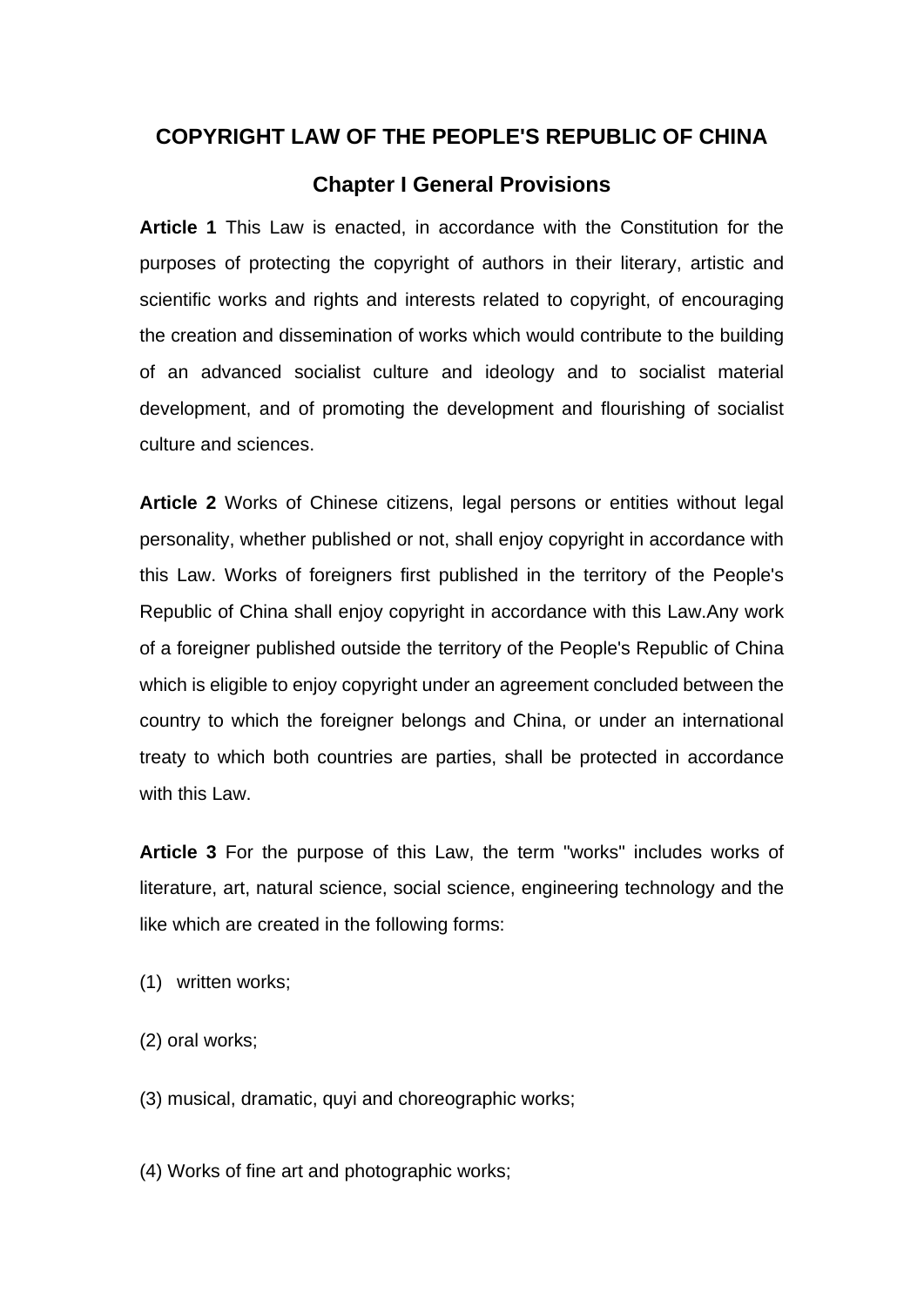# COPYRIGHT LAW OF THE PEOPLE'S REPUBLIC OF CHINA

## Chapter I General Provisions

**Article 1** This Law is enacted, in accordance with the Constitution for the purposes of protecting the copyright of authors in their literary, artistic and scientific works and rights and interests related to copyright, of encouraging the creation and dissemination of works which would contribute to the building of an advanced socialist culture and ideology and to socialist material development, and of promoting the development and flourishing of socialist culture and sciences.

**Article 2** Works of Chinese citizens, legal persons or entities without legal personality, whether published or not, shall enjoy copyright in accordance with this Law. Works of foreigners first published in the territory of the People's Republic of China shall enjoy copyright in accordance with this Law.Any work of a foreigner published outside the territory of the People's Republic of China which is eligible to enjoy copyright under an agreement concluded between the country to which the foreigner belongs and China, or under an international treaty to which both countries are parties, shall be protected in accordance with this Law.

**Article 3** For the purpose of this Law, the term "works" includes works of literature, art, natural science, social science, engineering technology and the like which are created in the following forms:

(1) written works;

(2) oral works;

(3) musical, dramatic, quyi and choreographic works;

(4) Works of fine art and photographic works;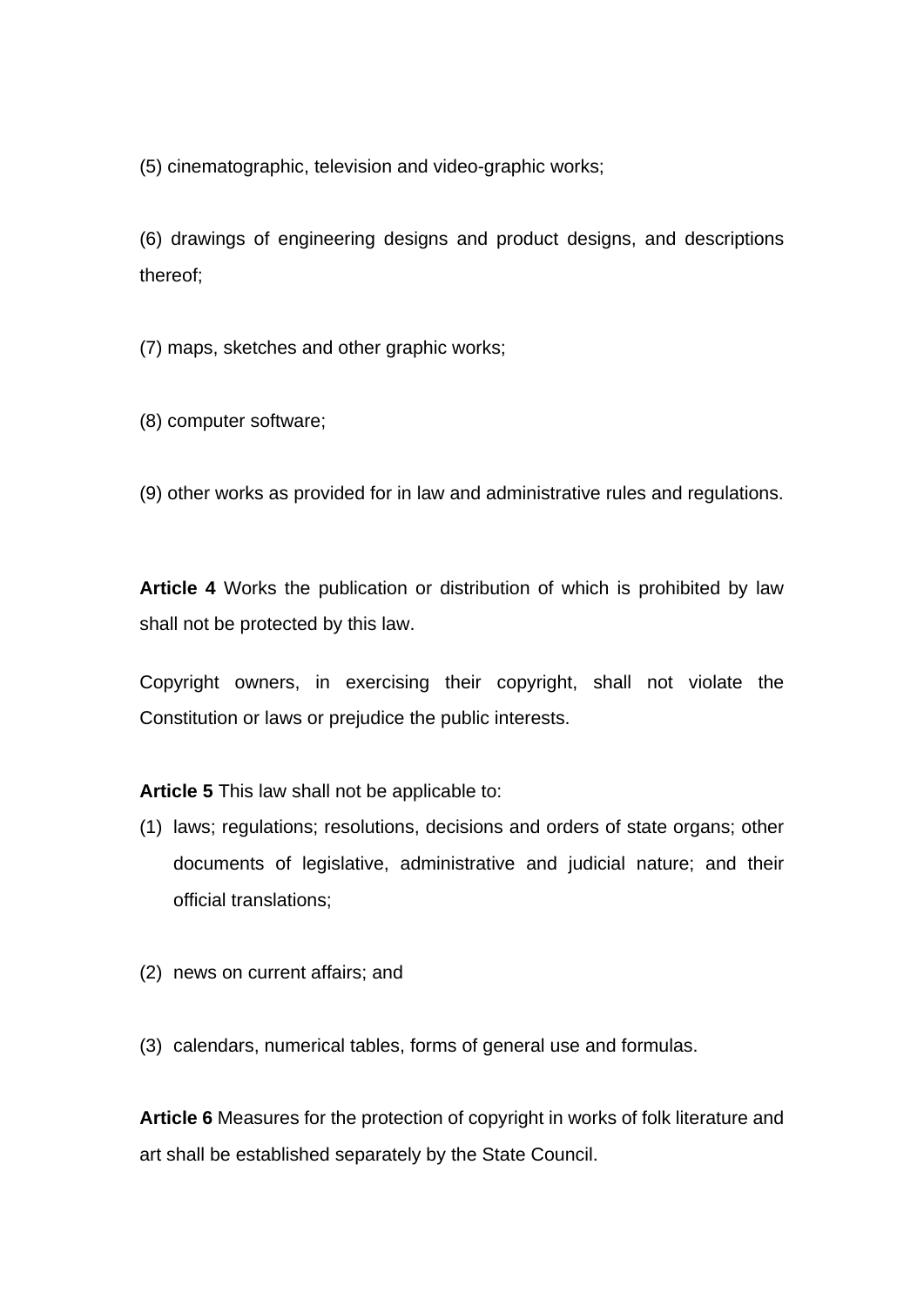(5) cinematographic, television and video-graphic works;

(6) drawings of engineering designs and product designs, and descriptions thereof;

(7) maps, sketches and other graphic works;

(8) computer software;

(9) other works as provided for in law and administrative rules and regulations.

**Article 4** Works the publication or distribution of which is prohibited by law shall not be protected by this law.

Copyright owners, in exercising their copyright, shall not violate the Constitution or laws or prejudice the public interests.

**Article 5** This law shall not be applicable to:

(1) laws; regulations; resolutions, decisions and orders of state organs; other documents of legislative, administrative and judicial nature; and their official translations;

(2) news on current affairs; and

(3) calendars, numerical tables, forms of general use and formulas.

**Article 6** Measures for the protection of copyright in works of folk literature and art shall be established separately by the State Council.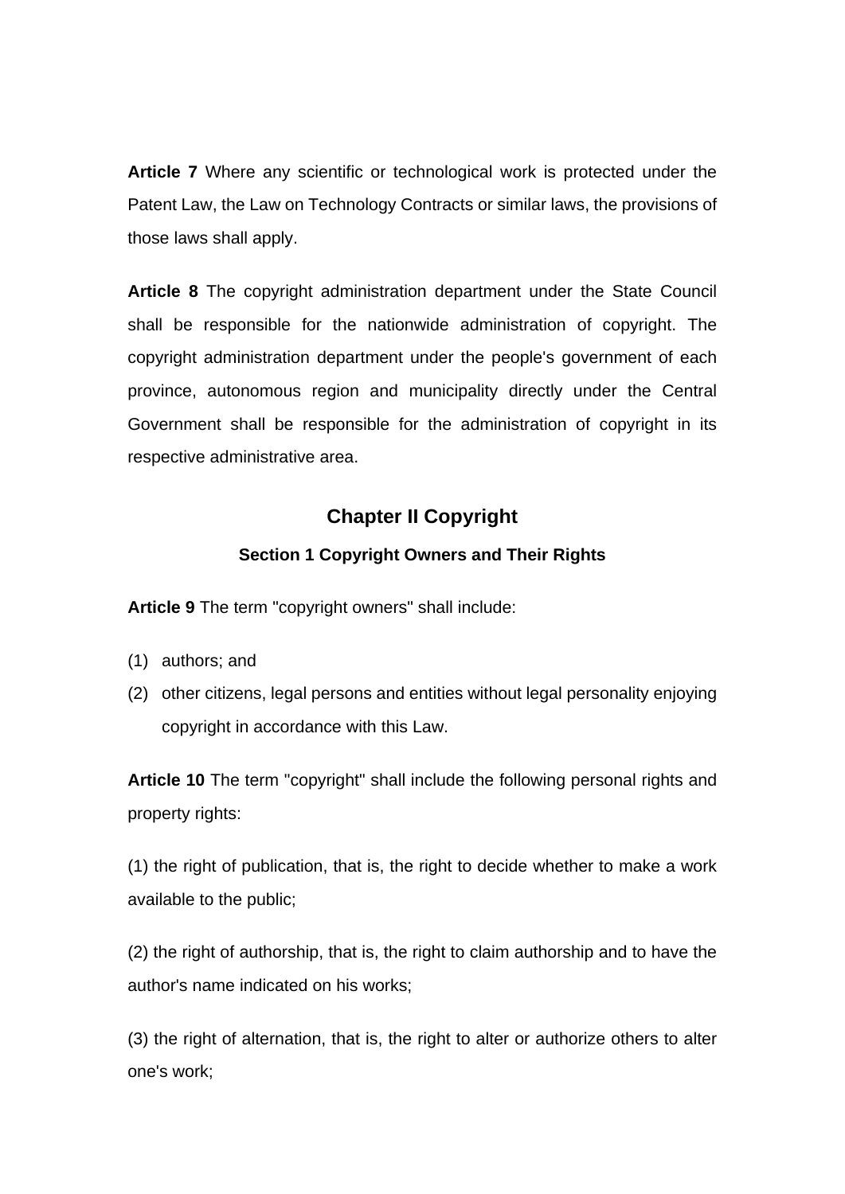**Article 7** Where any scientific or technological work is protected under the Patent Law, the Law on Technology Contracts or similar laws, the provisions of those laws shall apply.

**Article 8** The copyright administration department under the State Council shall be responsible for the nationwide administration of copyright. The copyright administration department under the people's government of each province, autonomous region and municipality directly under the Central Government shall be responsible for the administration of copyright in its respective administrative area.

## Chapter II Copyright

### Section 1 Copyright Owners and Their Rights

**Article 9** The term "copyright owners" shall include:

(1) authors; and

(2) other citizens, legal persons and entities without legal personality enjoying copyright in accordance with this Law.

**Article 10** The term "copyright" shall include the following personal rights and property rights:

(1) the right of publication, that is, the right to decide whether to make a work available to the public;

(2) the right of authorship, that is, the right to claim authorship and to have the author's name indicated on his works;

(3) the right of alternation, that is, the right to alter or authorize others to alter one's work;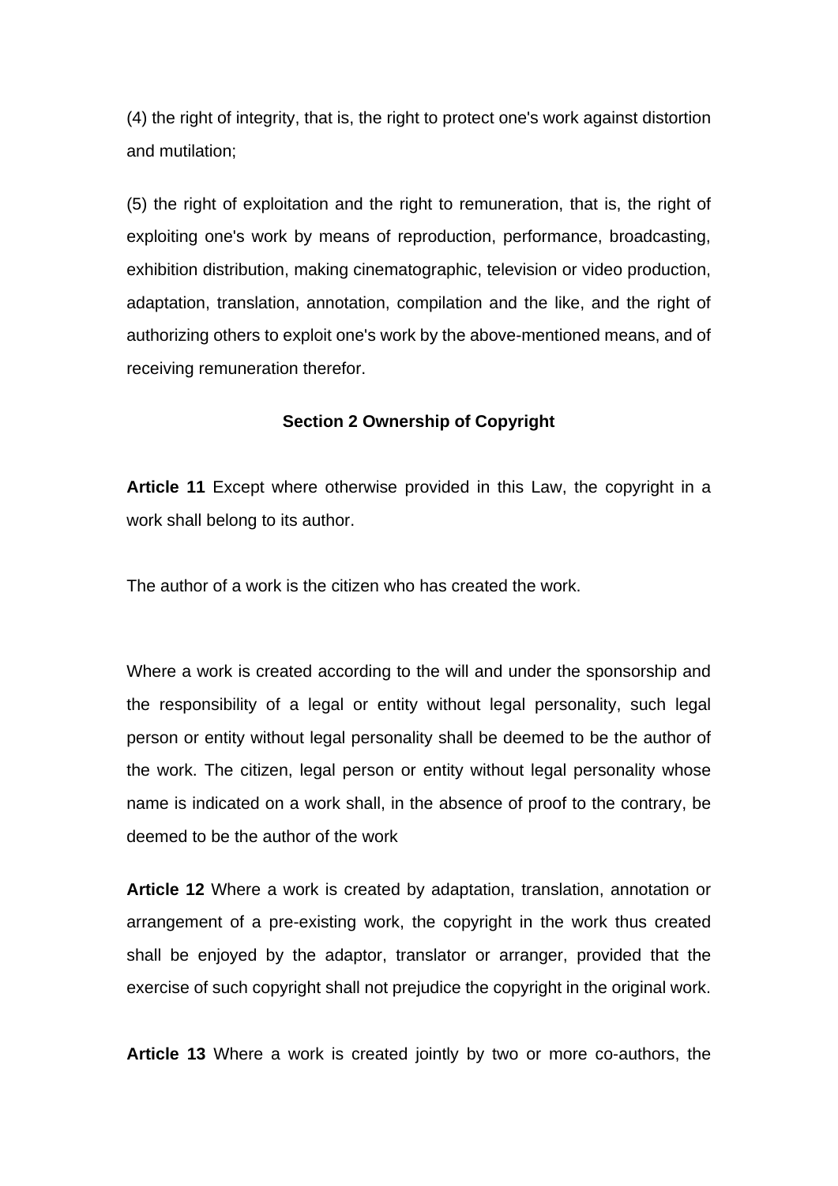(4) the right of integrity, that is, the right to protect one's work against distortion and mutilation;

(5) the right of exploitation and the right to remuneration, that is, the right of exploiting one's work by means of reproduction, performance, broadcasting, exhibition distribution, making cinematographic, television or video production, adaptation, translation, annotation, compilation and the like, and the right of authorizing others to exploit one's work by the above-mentioned means, and of receiving remuneration therefor.

### Section 2 Ownership of Copyright

**Article 11** Except where otherwise provided in this Law, the copyright in a work shall belong to its author.

The author of a work is the citizen who has created the work.

Where a work is created according to the will and under the sponsorship and the responsibility of a legal or entity without legal personality, such legal person or entity without legal personality shall be deemed to be the author of the work. The citizen, legal person or entity without legal personality whose name is indicated on a work shall, in the absence of proof to the contrary, be deemed to be the author of the work

**Article 12** Where a work is created by adaptation, translation, annotation or arrangement of a pre-existing work, the copyright in the work thus created shall be enjoyed by the adaptor, translator or arranger, provided that the exercise of such copyright shall not prejudice the copyright in the original work.

**Article 13** Where a work is created jointly by two or more co-authors, the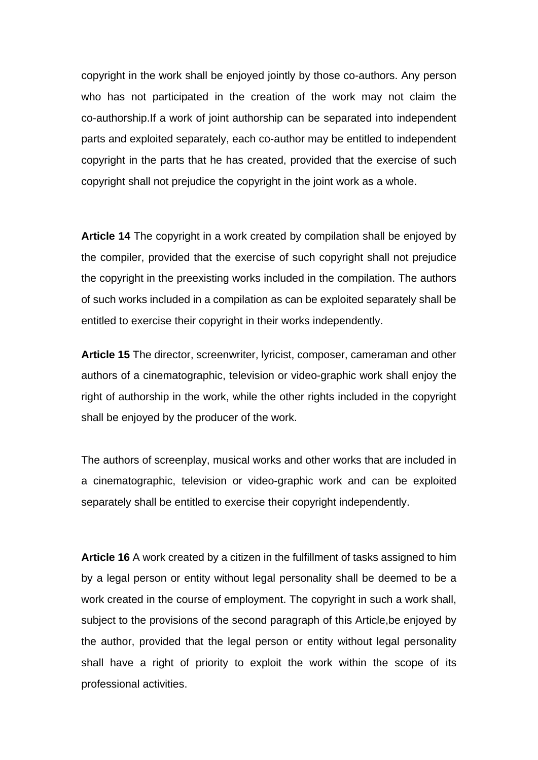copyright in the work shall be enjoyed jointly by those co-authors. Any person who has not participated in the creation of the work may not claim the co-authorship.If a work of joint authorship can be separated into independent parts and exploited separately, each co-author may be entitled to independent copyright in the parts that he has created, provided that the exercise of such copyright shall not prejudice the copyright in the joint work as a whole.

**Article 14** The copyright in a work created by compilation shall be enjoyed by the compiler, provided that the exercise of such copyright shall not prejudice the copyright in the preexisting works included in the compilation. The authors of such works included in a compilation as can be exploited separately shall be entitled to exercise their copyright in their works independently.

**Article 15** The director, screenwriter, lyricist, composer, cameraman and other authors of a cinematographic, television or video-graphic work shall enjoy the right of authorship in the work, while the other rights included in the copyright shall be enjoyed by the producer of the work.

The authors of screenplay, musical works and other works that are included in a cinematographic, television or video-graphic work and can be exploited separately shall be entitled to exercise their copyright independently.

**Article 16** A work created by a citizen in the fulfillment of tasks assigned to him by a legal person or entity without legal personality shall be deemed to be a work created in the course of employment. The copyright in such a work shall, subject to the provisions of the second paragraph of this Article,be enjoyed by the author, provided that the legal person or entity without legal personality shall have a right of priority to exploit the work within the scope of its professional activities.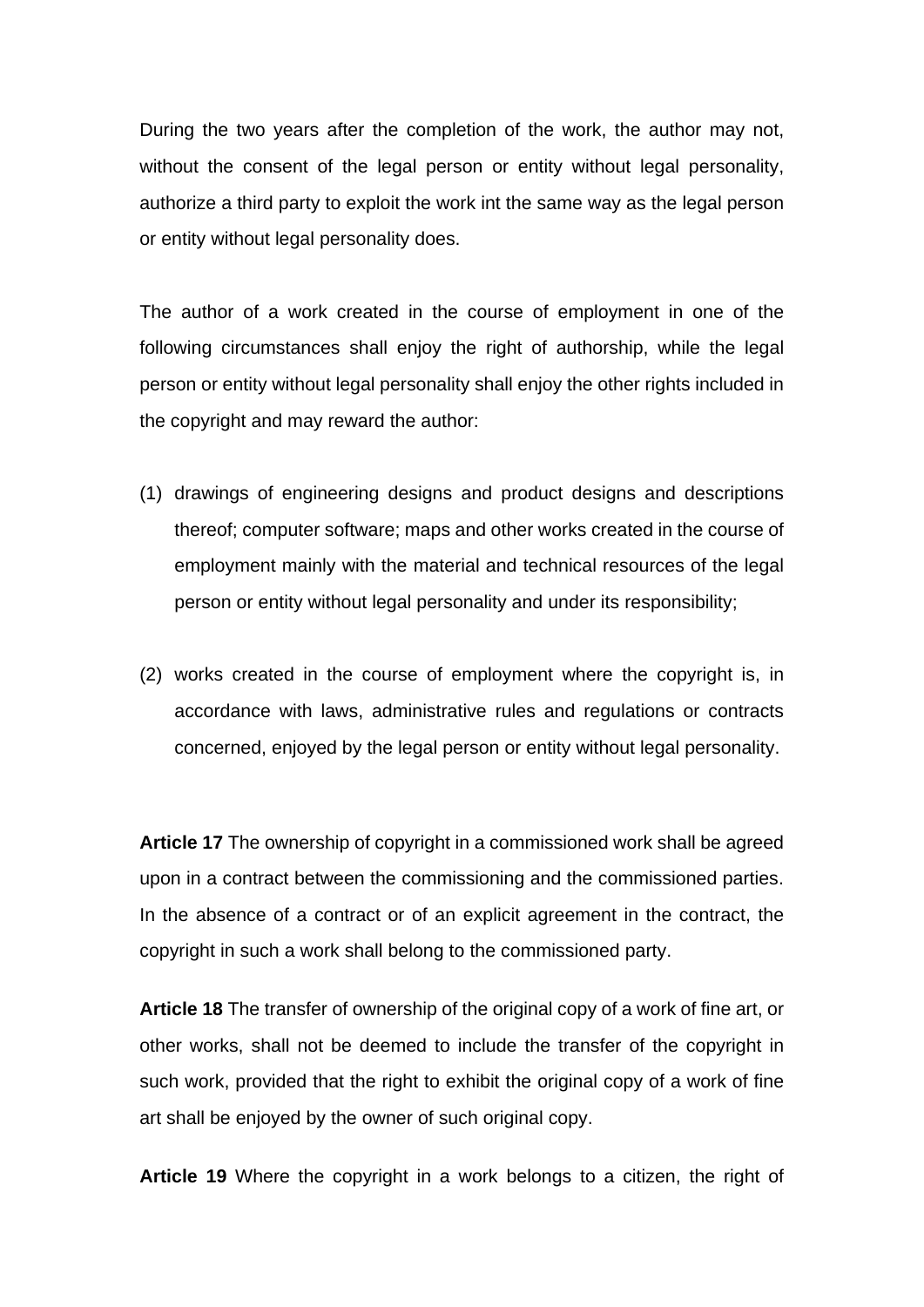During the two years after the completion of the work, the author may not, without the consent of the legal person or entity without legal personality, authorize a third party to exploit the work int the same way as the legal person or entity without legal personality does.

The author of a work created in the course of employment in one of the following circumstances shall enjoy the right of authorship, while the legal person or entity without legal personality shall enjoy the other rights included in the copyright and may reward the author:

(1) drawings of engineering designs and product designs and descriptions thereof; computer software; maps and other works created in the course of employment mainly with the material and technical resources of the legal person or entity without legal personality and under its responsibility;

(2) works created in the course of employment where the copyright is, in accordance with laws, administrative rules and regulations or contracts concerned, enjoyed by the legal person or entity without legal personality.

**Article 17** The ownership of copyright in a commissioned work shall be agreed upon in a contract between the commissioning and the commissioned parties. In the absence of a contract or of an explicit agreement in the contract, the copyright in such a work shall belong to the commissioned party.

**Article 18** The transfer of ownership of the original copy of a work of fine art, or other works, shall not be deemed to include the transfer of the copyright in such work, provided that the right to exhibit the original copy of a work of fine art shall be enjoyed by the owner of such original copy.

**Article 19** Where the copyright in a work belongs to a citizen, the right of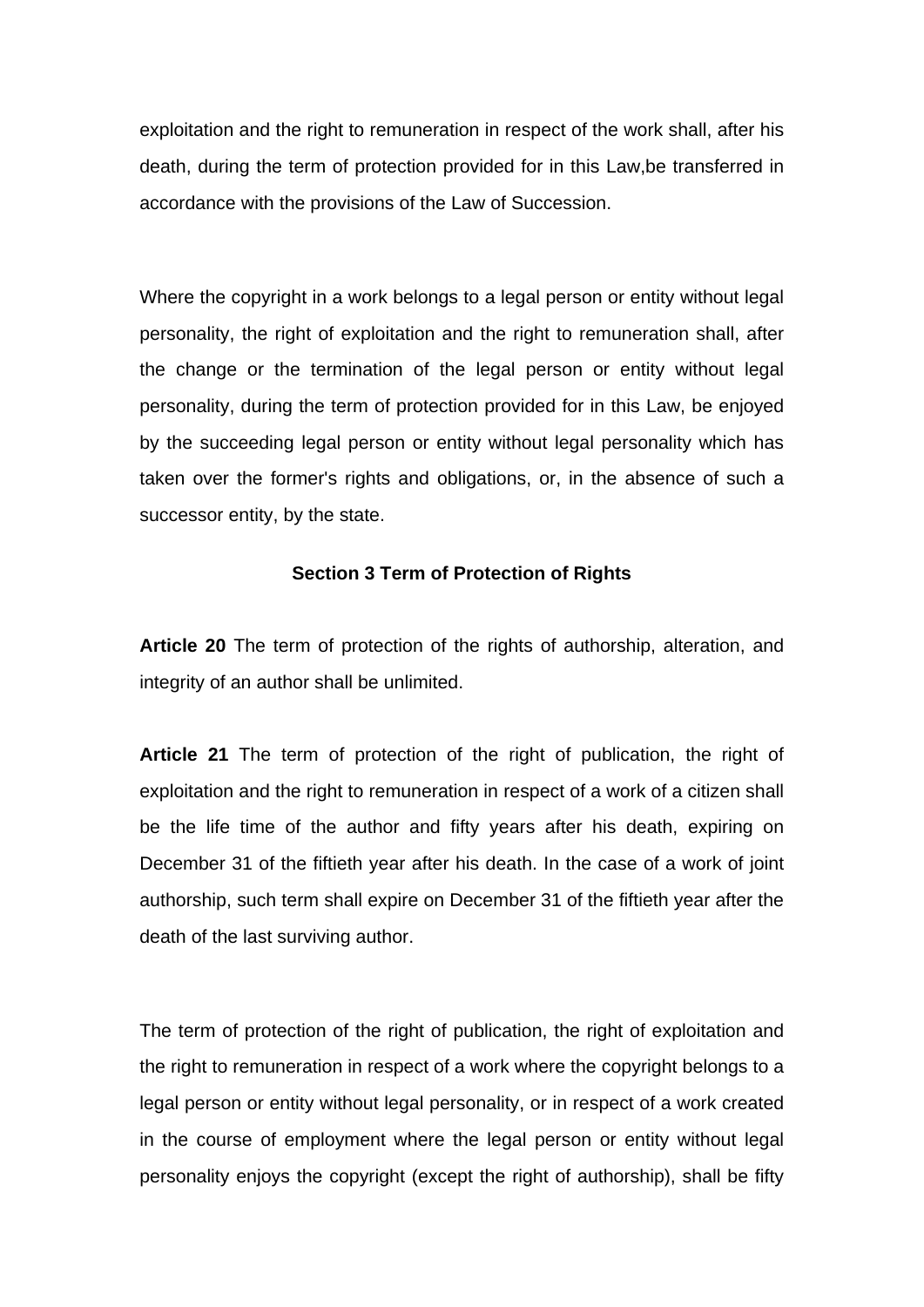exploitation and the right to remuneration in respect of the work shall, after his death, during the term of protection provided for in this Law,be transferred in accordance with the provisions of the Law of Succession.

Where the copyright in a work belongs to a legal person or entity without legal personality, the right of exploitation and the right to remuneration shall, after the change or the termination of the legal person or entity without legal personality, during the term of protection provided for in this Law, be enjoyed by the succeeding legal person or entity without legal personality which has taken over the former's rights and obligations, or, in the absence of such a successor entity, by the state.

### Section 3 Term of Protection of Rights

**Article 20** The term of protection of the rights of authorship, alteration, and integrity of an author shall be unlimited.

**Article 21** The term of protection of the right of publication, the right of exploitation and the right to remuneration in respect of a work of a citizen shall be the life time of the author and fifty years after his death, expiring on December 31 of the fiftieth year after his death. In the case of a work of joint authorship, such term shall expire on December 31 of the fiftieth year after the death of the last surviving author.

The term of protection of the right of publication, the right of exploitation and the right to remuneration in respect of a work where the copyright belongs to a legal person or entity without legal personality, or in respect of a work created in the course of employment where the legal person or entity without legal personality enjoys the copyright (except the right of authorship), shall be fifty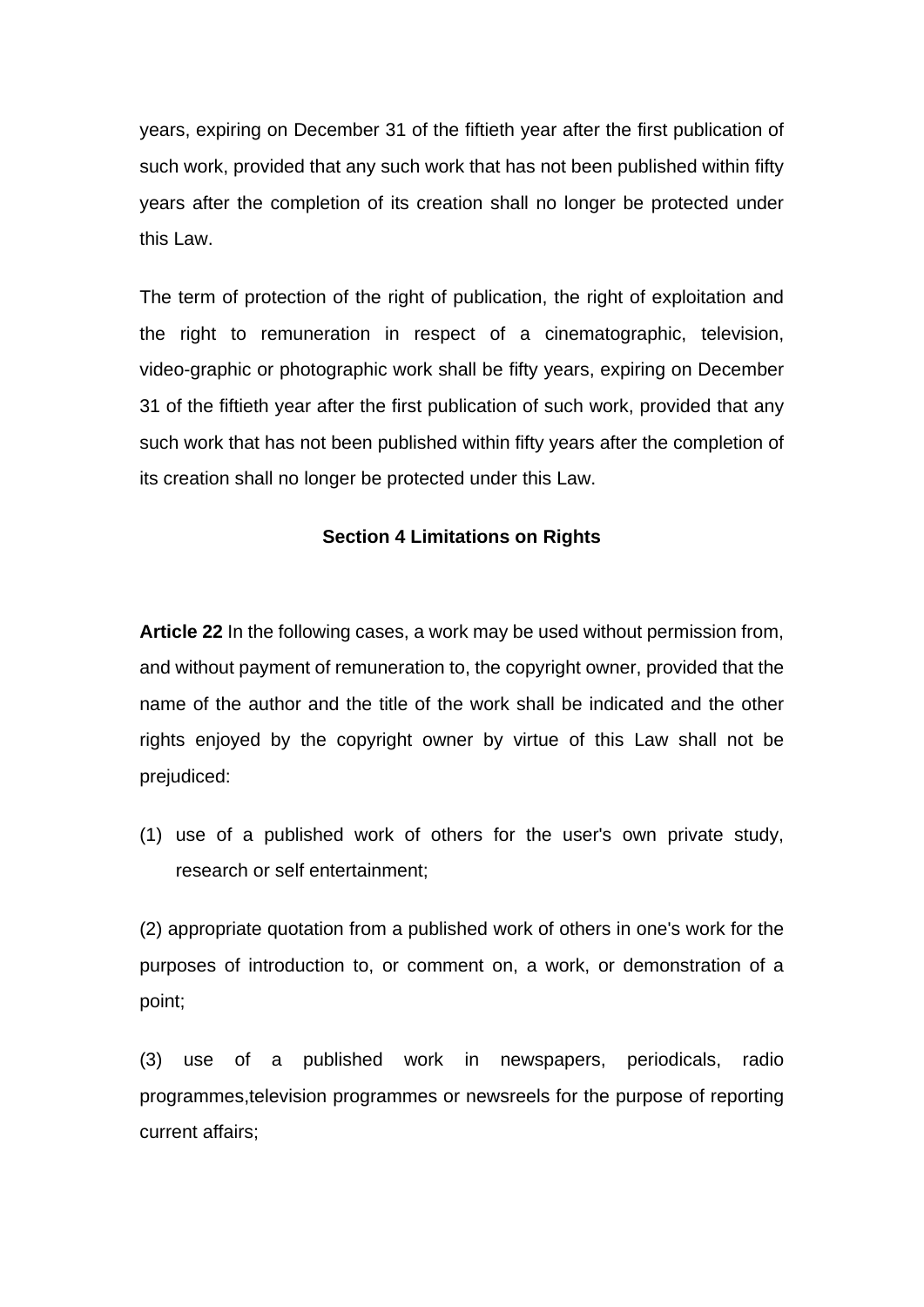years, expiring on December 31 of the fiftieth year after the first publication of such work, provided that any such work that has not been published within fifty years after the completion of its creation shall no longer be protected under this Law.

The term of protection of the right of publication, the right of exploitation and the right to remuneration in respect of a cinematographic, television, video-graphic or photographic work shall be fifty years, expiring on December 31 of the fiftieth year after the first publication of such work, provided that any such work that has not been published within fifty years after the completion of its creation shall no longer be protected under this Law.

### Section 4 Limitations on Rights

**Article 22** In the following cases, a work may be used without permission from, and without payment of remuneration to, the copyright owner, provided that the name of the author and the title of the work shall be indicated and the other rights enjoyed by the copyright owner by virtue of this Law shall not be prejudiced:

(1) use of a published work of others for the user's own private study, research or self entertainment;

(2) appropriate quotation from a published work of others in one's work for the purposes of introduction to, or comment on, a work, or demonstration of a point;

(3) use of a published work in newspapers, periodicals, radio programmes,television programmes or newsreels for the purpose of reporting current affairs;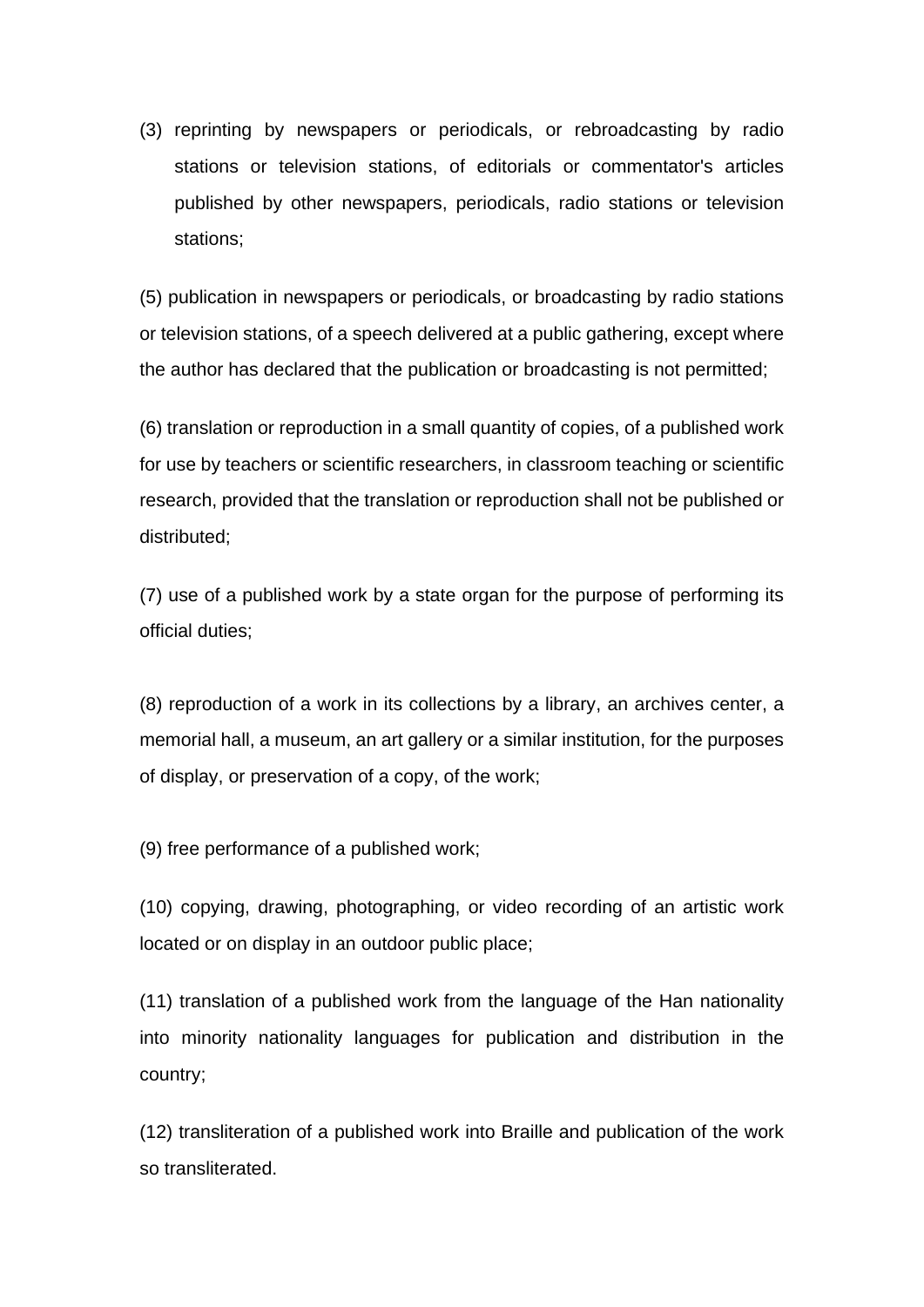(3) reprinting by newspapers or periodicals, or rebroadcasting by radio stations or television stations, of editorials or commentator's articles published by other newspapers, periodicals, radio stations or television stations;

(5) publication in newspapers or periodicals, or broadcasting by radio stations or television stations, of a speech delivered at a public gathering, except where the author has declared that the publication or broadcasting is not permitted;

(6) translation or reproduction in a small quantity of copies, of a published work for use by teachers or scientific researchers, in classroom teaching or scientific research, provided that the translation or reproduction shall not be published or distributed;

(7) use of a published work by a state organ for the purpose of performing its official duties;

(8) reproduction of a work in its collections by a library, an archives center, a memorial hall, a museum, an art gallery or a similar institution, for the purposes of display, or preservation of a copy, of the work;

(9) free performance of a published work;

(10) copying, drawing, photographing, or video recording of an artistic work located or on display in an outdoor public place;

(11) translation of a published work from the language of the Han nationality into minority nationality languages for publication and distribution in the country;

(12) transliteration of a published work into Braille and publication of the work so transliterated.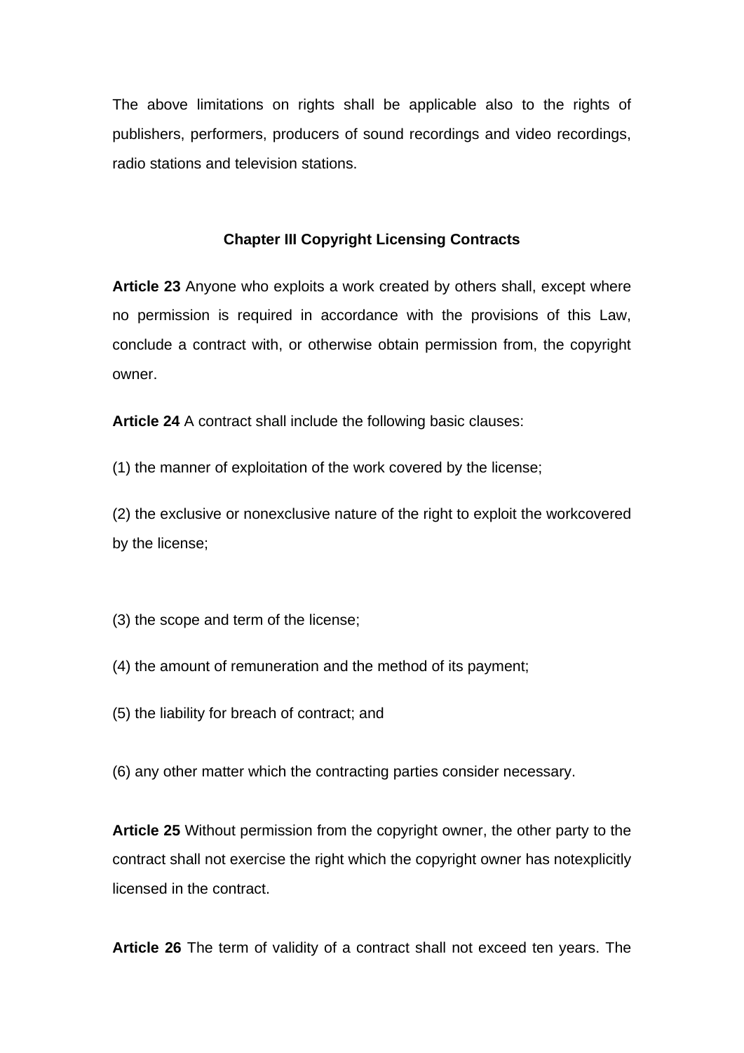The above limitations on rights shall be applicable also to the rights of publishers, performers, producers of sound recordings and video recordings, radio stations and television stations.

## Chapter III Copyright Licensing Contracts

**Article 23** Anyone who exploits a work created by others shall, except where no permission is required in accordance with the provisions of this Law, conclude a contract with, or otherwise obtain permission from, the copyright owner.

**Article 24** A contract shall include the following basic clauses:

(1) the manner of exploitation of the work covered by the license;

(2) the exclusive or nonexclusive nature of the right to exploit the workcovered by the license;

(3) the scope and term of the license;

(4) the amount of remuneration and the method of its payment;

(5) the liability for breach of contract; and

(6) any other matter which the contracting parties consider necessary.

**Article 25** Without permission from the copyright owner, the other party to the contract shall not exercise the right which the copyright owner has notexplicitly licensed in the contract.

**Article 26** The term of validity of a contract shall not exceed ten years. The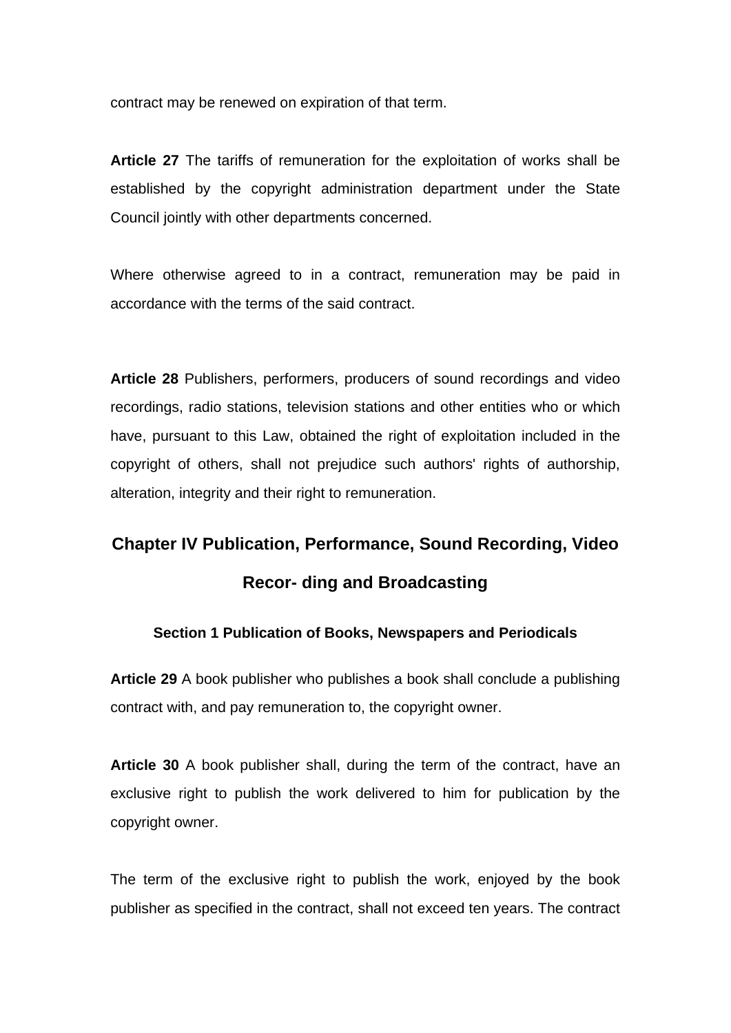contract may be renewed on expiration of that term.

**Article 27** The tariffs of remuneration for the exploitation of works shall be established by the copyright administration department under the State Council jointly with other departments concerned.

Where otherwise agreed to in a contract, remuneration may be paid in accordance with the terms of the said contract.

**Article 28** Publishers, performers, producers of sound recordings and video recordings, radio stations, television stations and other entities who or which have, pursuant to this Law, obtained the right of exploitation included in the copyright of others, shall not prejudice such authors' rights of authorship, alteration, integrity and their right to remuneration.

## Chapter IV Publication, Performance, Sound Recording, Video Recor- ding and Broadcasting

### Section 1 Publication of Books, Newspapers and Periodicals

**Article 29** A book publisher who publishes a book shall conclude a publishing contract with, and pay remuneration to, the copyright owner.

**Article 30** A book publisher shall, during the term of the contract, have an exclusive right to publish the work delivered to him for publication by the copyright owner.

The term of the exclusive right to publish the work, enjoyed by the book publisher as specified in the contract, shall not exceed ten years. The contract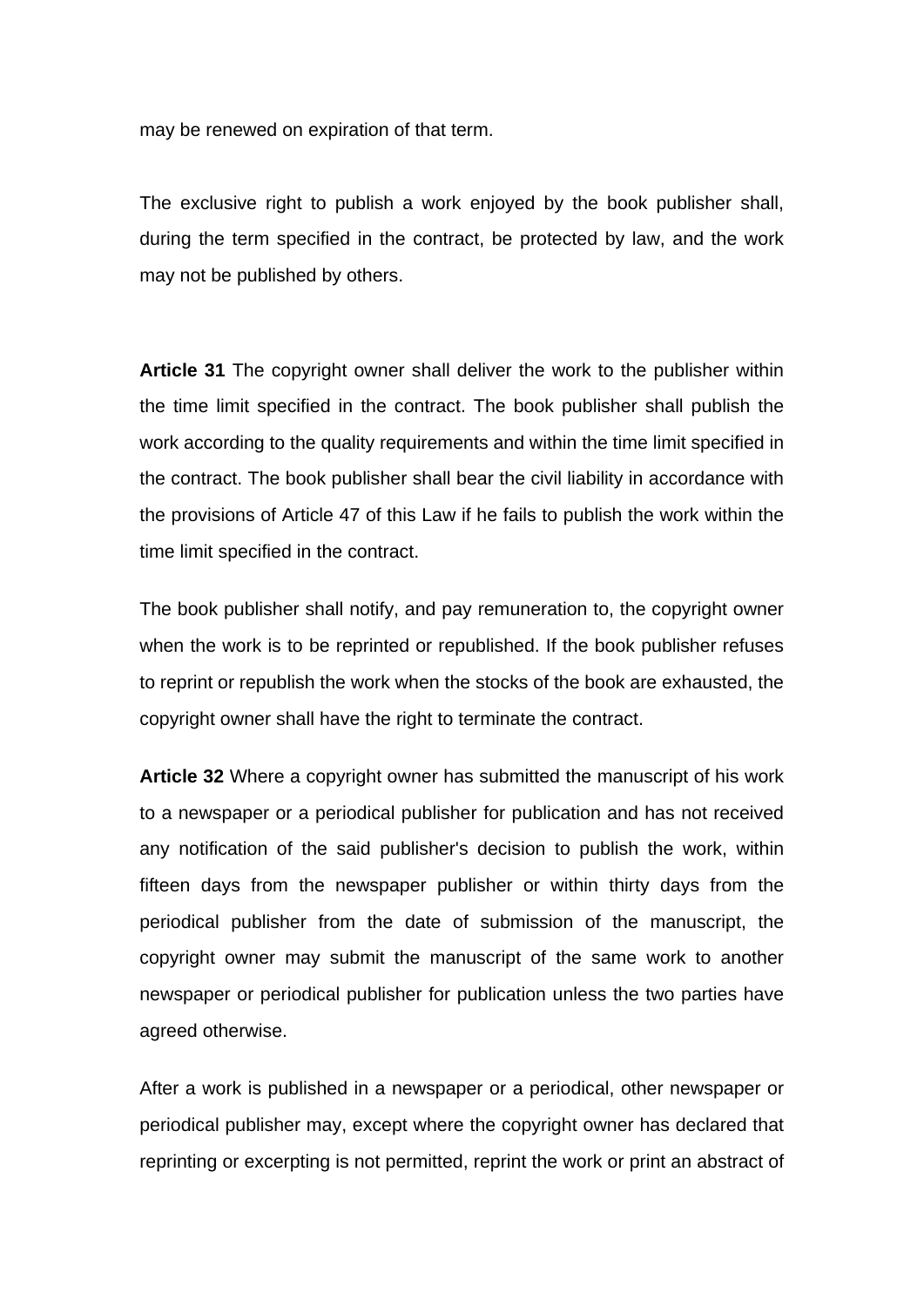may be renewed on expiration of that term.

The exclusive right to publish a work enjoyed by the book publisher shall, during the term specified in the contract, be protected by law, and the work may not be published by others.

**Article 31** The copyright owner shall deliver the work to the publisher within the time limit specified in the contract. The book publisher shall publish the work according to the quality requirements and within the time limit specified in the contract. The book publisher shall bear the civil liability in accordance with the provisions of Article 47 of this Law if he fails to publish the work within the time limit specified in the contract.

The book publisher shall notify, and pay remuneration to, the copyright owner when the work is to be reprinted or republished. If the book publisher refuses to reprint or republish the work when the stocks of the book are exhausted, the copyright owner shall have the right to terminate the contract.

**Article 32** Where a copyright owner has submitted the manuscript of his work to a newspaper or a periodical publisher for publication and has not received any notification of the said publisher's decision to publish the work, within fifteen days from the newspaper publisher or within thirty days from the periodical publisher from the date of submission of the manuscript, the copyright owner may submit the manuscript of the same work to another newspaper or periodical publisher for publication unless the two parties have agreed otherwise.

After a work is published in a newspaper or a periodical, other newspaper or periodical publisher may, except where the copyright owner has declared that reprinting or excerpting is not permitted, reprint the work or print an abstract of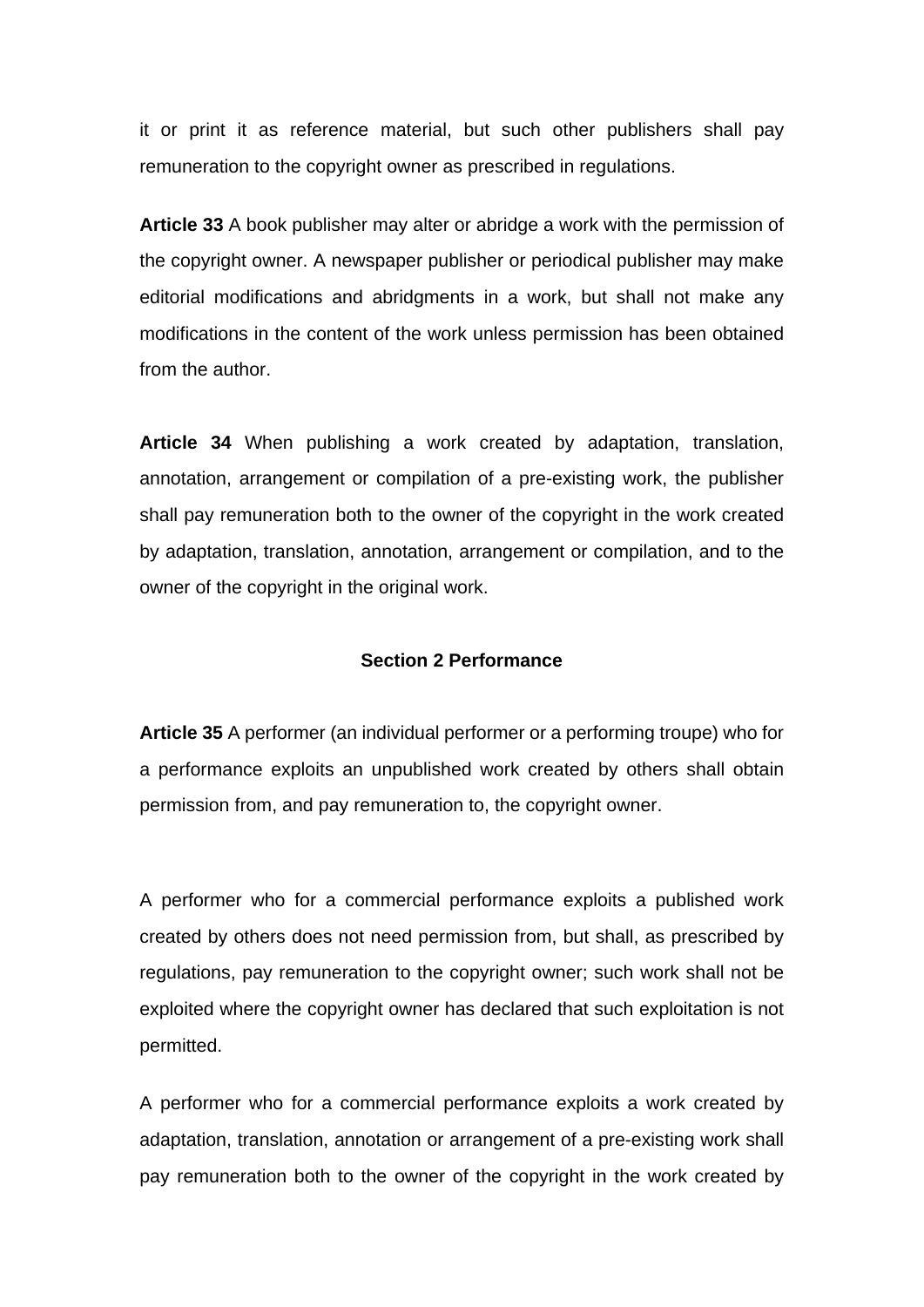it or print it as reference material, but such other publishers shall pay remuneration to the copyright owner as prescribed in regulations.

**Article 33** A book publisher may alter or abridge a work with the permission of the copyright owner. A newspaper publisher or periodical publisher may make editorial modifications and abridgments in a work, but shall not make any modifications in the content of the work unless permission has been obtained from the author.

**Article 34** When publishing a work created by adaptation, translation, annotation, arrangement or compilation of a pre-existing work, the publisher shall pay remuneration both to the owner of the copyright in the work created by adaptation, translation, annotation, arrangement or compilation, and to the owner of the copyright in the original work.

## Section 2 Performance

**Article 35** A performer (an individual performer or a performing troupe) who for a performance exploits an unpublished work created by others shall obtain permission from, and pay remuneration to, the copyright owner.

A performer who for a commercial performance exploits a published work created by others does not need permission from, but shall, as prescribed by regulations, pay remuneration to the copyright owner; such work shall not be exploited where the copyright owner has declared that such exploitation is not permitted.

A performer who for a commercial performance exploits a work created by adaptation, translation, annotation or arrangement of a pre-existing work shall pay remuneration both to the owner of the copyright in the work created by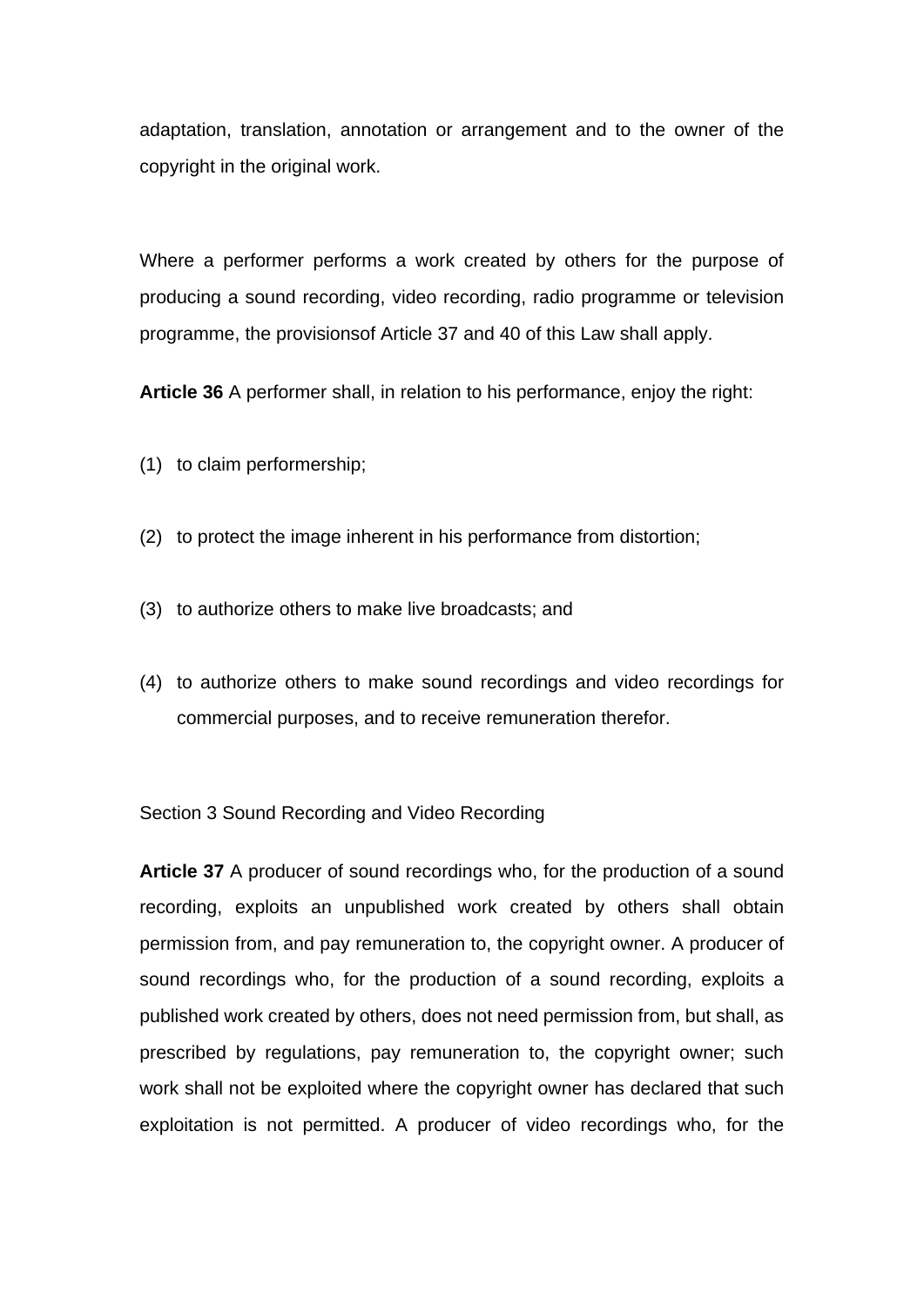adaptation, translation, annotation or arrangement and to the owner of the copyright in the original work.

Where a performer performs a work created by others for the purpose of producing a sound recording, video recording, radio programme or television programme, the provisionsof Article 37 and 40 of this Law shall apply.

**Article 36** A performer shall, in relation to his performance, enjoy the right:

(1) to claim performership;

(2) to protect the image inherent in his performance from distortion;

(3) to authorize others to make live broadcasts; and

(4) to authorize others to make sound recordings and video recordings for commercial purposes, and to receive remuneration therefor.

Section 3 Sound Recording and Video Recording

**Article 37** A producer of sound recordings who, for the production of a sound recording, exploits an unpublished work created by others shall obtain permission from, and pay remuneration to, the copyright owner. A producer of sound recordings who, for the production of a sound recording, exploits a published work created by others, does not need permission from, but shall, as prescribed by regulations, pay remuneration to, the copyright owner; such work shall not be exploited where the copyright owner has declared that such exploitation is not permitted. A producer of video recordings who, for the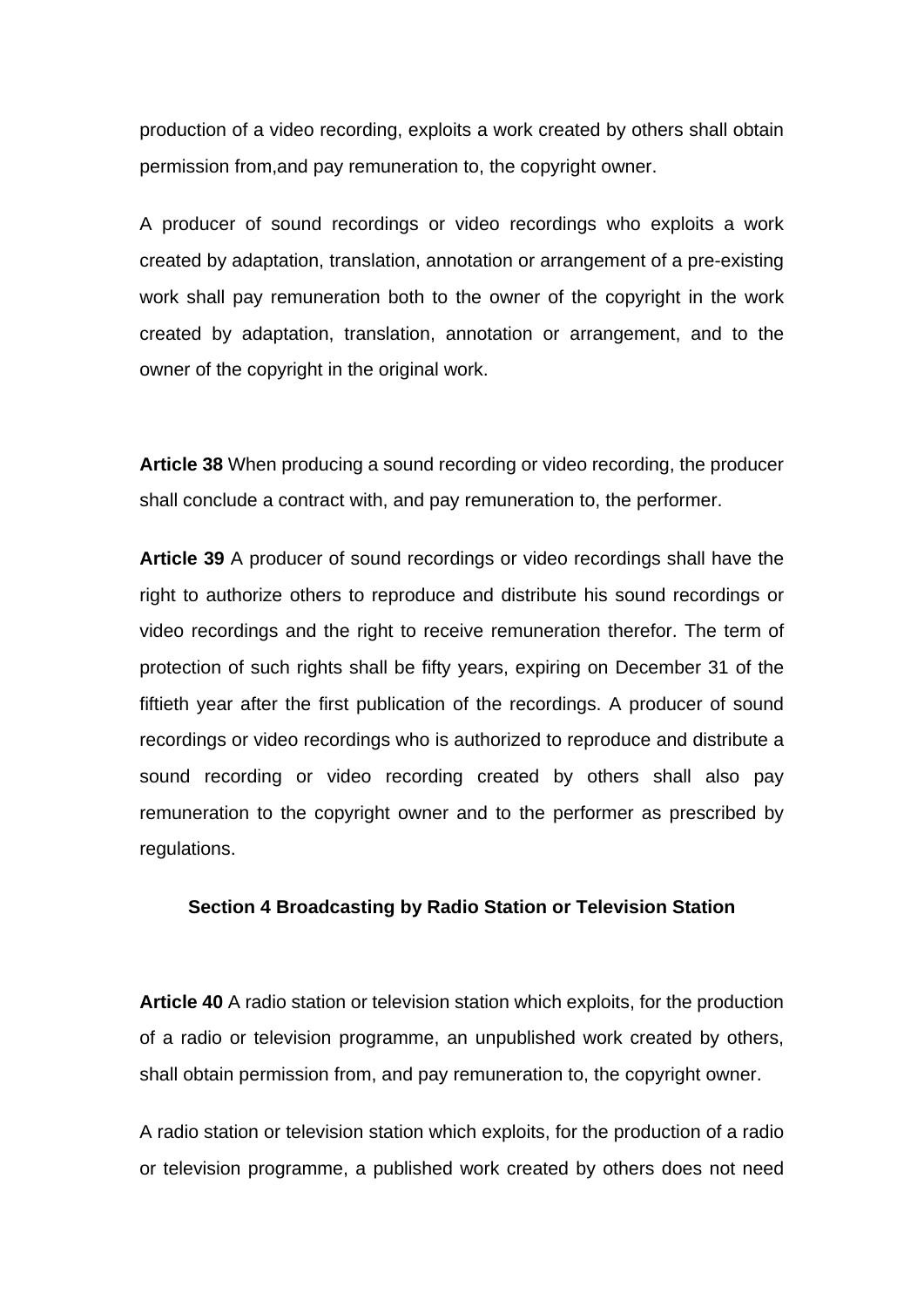production of a video recording, exploits a work created by others shall obtain permission from,and pay remuneration to, the copyright owner.

A producer of sound recordings or video recordings who exploits a work created by adaptation, translation, annotation or arrangement of a pre-existing work shall pay remuneration both to the owner of the copyright in the work created by adaptation, translation, annotation or arrangement, and to the owner of the copyright in the original work.

**Article 38** When producing a sound recording or video recording, the producer shall conclude a contract with, and pay remuneration to, the performer.

**Article 39** A producer of sound recordings or video recordings shall have the right to authorize others to reproduce and distribute his sound recordings or video recordings and the right to receive remuneration therefor. The term of protection of such rights shall be fifty years, expiring on December 31 of the fiftieth year after the first publication of the recordings. A producer of sound recordings or video recordings who is authorized to reproduce and distribute a sound recording or video recording created by others shall also pay remuneration to the copyright owner and to the performer as prescribed by regulations.

### Section 4 Broadcasting by Radio Station or Television Station

**Article 40** A radio station or television station which exploits, for the production of a radio or television programme, an unpublished work created by others, shall obtain permission from, and pay remuneration to, the copyright owner.

A radio station or television station which exploits, for the production of a radio or television programme, a published work created by others does not need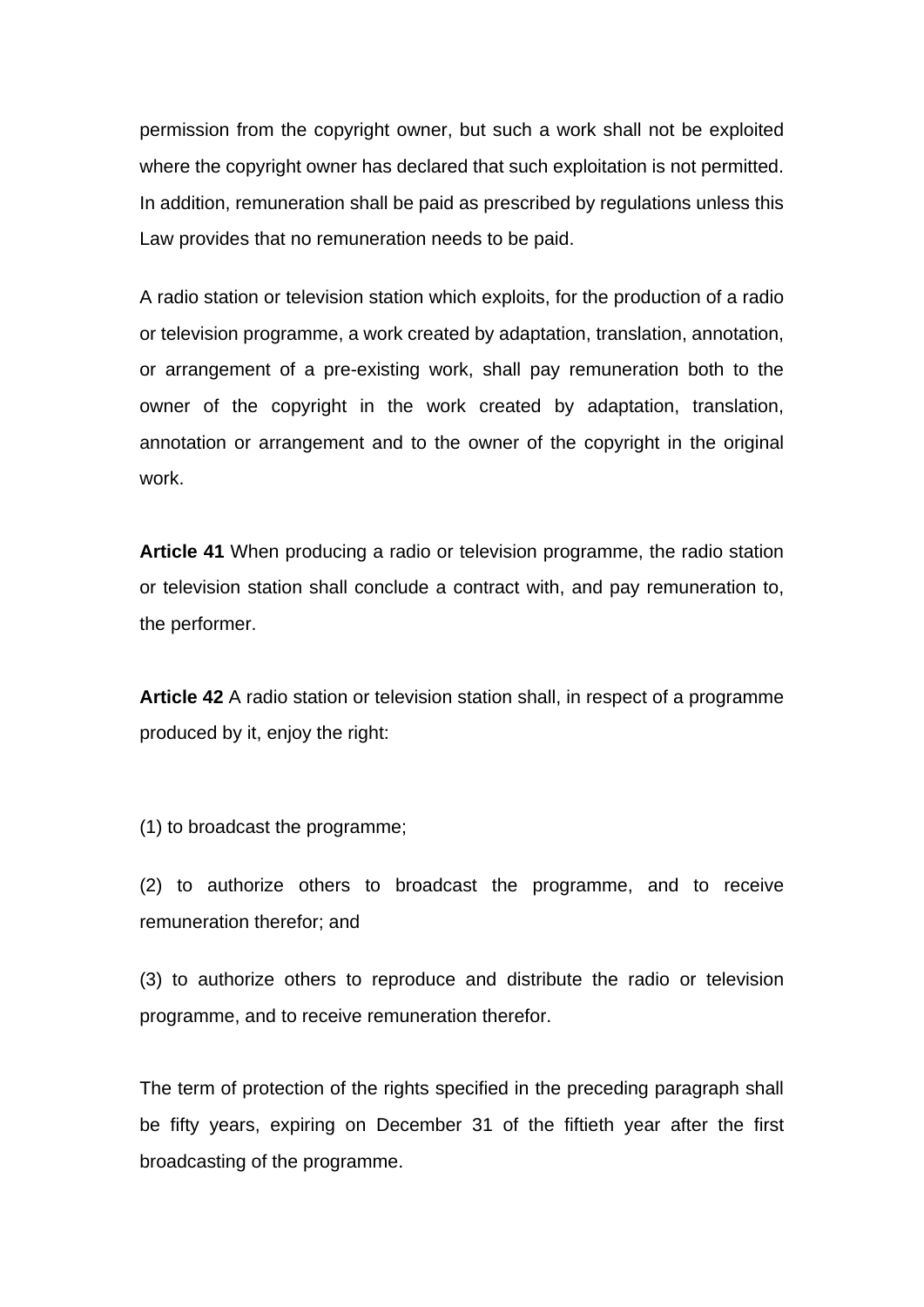permission from the copyright owner, but such a work shall not be exploited where the copyright owner has declared that such exploitation is not permitted. In addition, remuneration shall be paid as prescribed by regulations unless this Law provides that no remuneration needs to be paid.

A radio station or television station which exploits, for the production of a radio or television programme, a work created by adaptation, translation, annotation, or arrangement of a pre-existing work, shall pay remuneration both to the owner of the copyright in the work created by adaptation, translation, annotation or arrangement and to the owner of the copyright in the original work.

**Article 41** When producing a radio or television programme, the radio station or television station shall conclude a contract with, and pay remuneration to, the performer.

**Article 42** A radio station or television station shall, in respect of a programme produced by it, enjoy the right:

(1) to broadcast the programme;

(2) to authorize others to broadcast the programme, and to receive remuneration therefor; and

(3) to authorize others to reproduce and distribute the radio or television programme, and to receive remuneration therefor.

The term of protection of the rights specified in the preceding paragraph shall be fifty years, expiring on December 31 of the fiftieth year after the first broadcasting of the programme.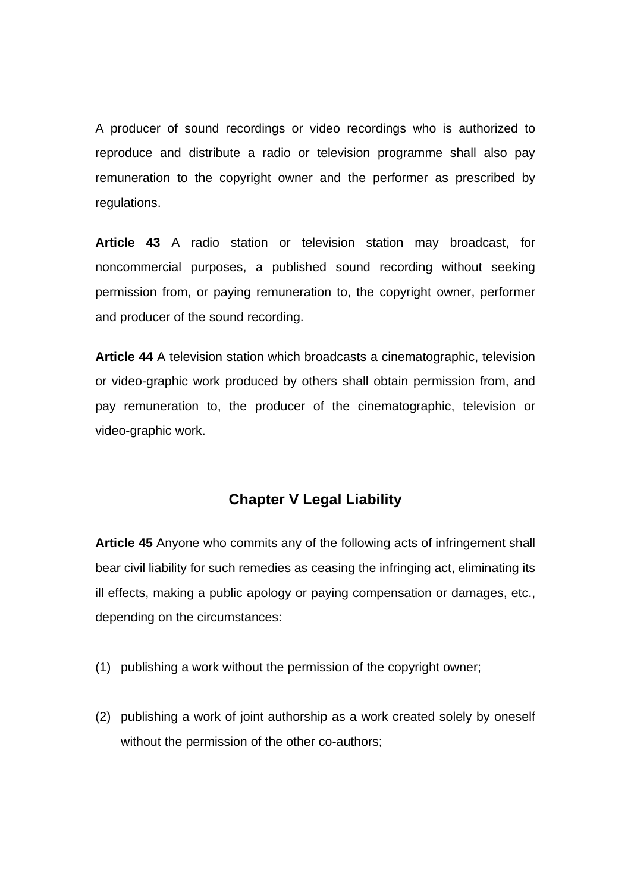A producer of sound recordings or video recordings who is authorized to reproduce and distribute a radio or television programme shall also pay remuneration to the copyright owner and the performer as prescribed by regulations.

**Article 43** A radio station or television station may broadcast, for noncommercial purposes, a published sound recording without seeking permission from, or paying remuneration to, the copyright owner, performer and producer of the sound recording.

**Article 44** A television station which broadcasts a cinematographic, television or video-graphic work produced by others shall obtain permission from, and pay remuneration to, the producer of the cinematographic, television or video-graphic work.

## Chapter V Legal Liability

**Article 45** Anyone who commits any of the following acts of infringement shall bear civil liability for such remedies as ceasing the infringing act, eliminating its ill effects, making a public apology or paying compensation or damages, etc., depending on the circumstances:

(1) publishing a work without the permission of the copyright owner;

(2) publishing a work of joint authorship as a work created solely by oneself without the permission of the other co-authors;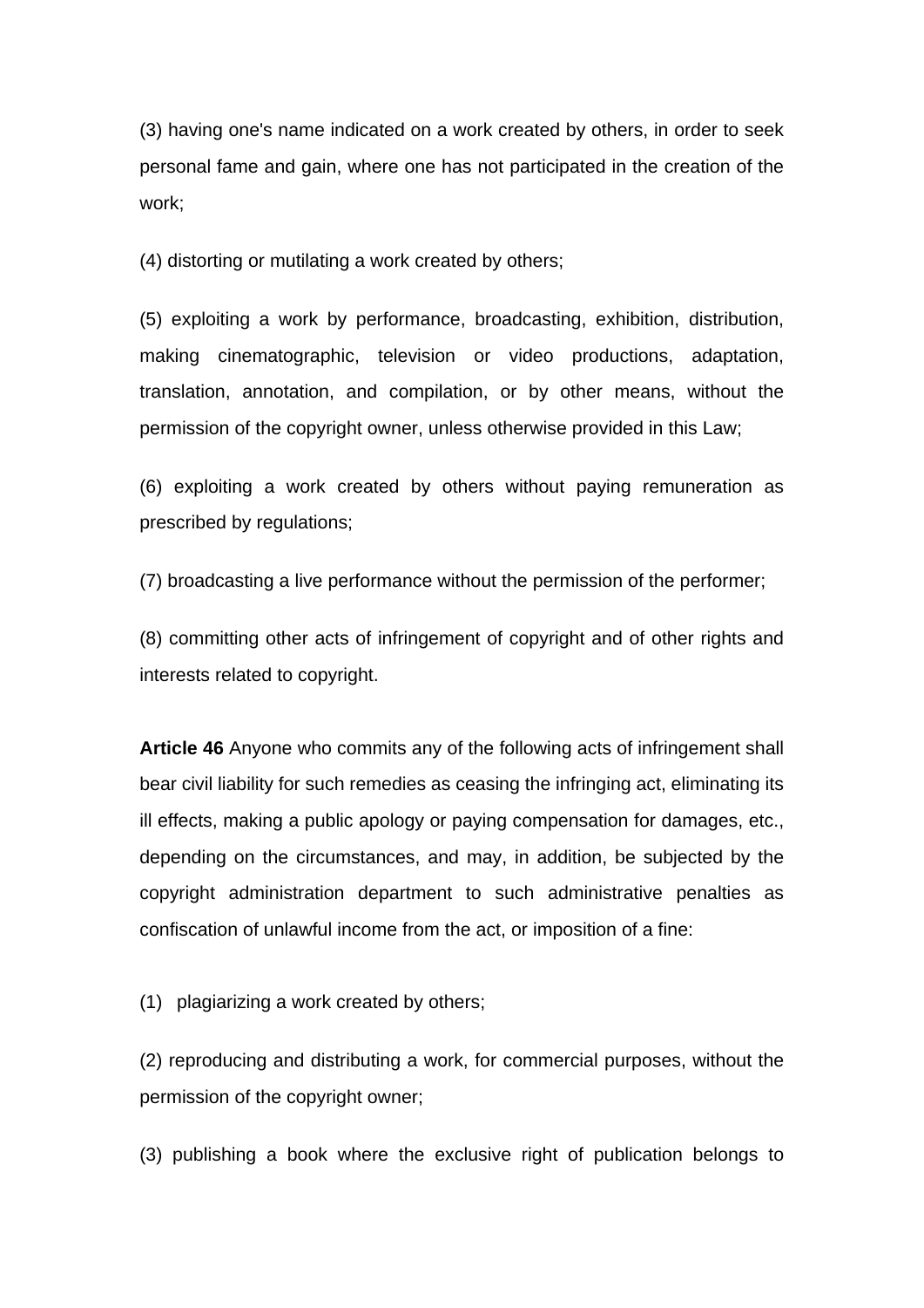(3) having one's name indicated on a work created by others, in order to seek personal fame and gain, where one has not participated in the creation of the work;

(4) distorting or mutilating a work created by others;

(5) exploiting a work by performance, broadcasting, exhibition, distribution, making cinematographic, television or video productions, adaptation, translation, annotation, and compilation, or by other means, without the permission of the copyright owner, unless otherwise provided in this Law;

(6) exploiting a work created by others without paying remuneration as prescribed by regulations;

(7) broadcasting a live performance without the permission of the performer;

(8) committing other acts of infringement of copyright and of other rights and interests related to copyright.

**Article 46** Anyone who commits any of the following acts of infringement shall bear civil liability for such remedies as ceasing the infringing act, eliminating its ill effects, making a public apology or paying compensation for damages, etc., depending on the circumstances, and may, in addition, be subjected by the copyright administration department to such administrative penalties as confiscation of unlawful income from the act, or imposition of a fine:

(1) plagiarizing a work created by others;

(2) reproducing and distributing a work, for commercial purposes, without the permission of the copyright owner;

(3) publishing a book where the exclusive right of publication belongs to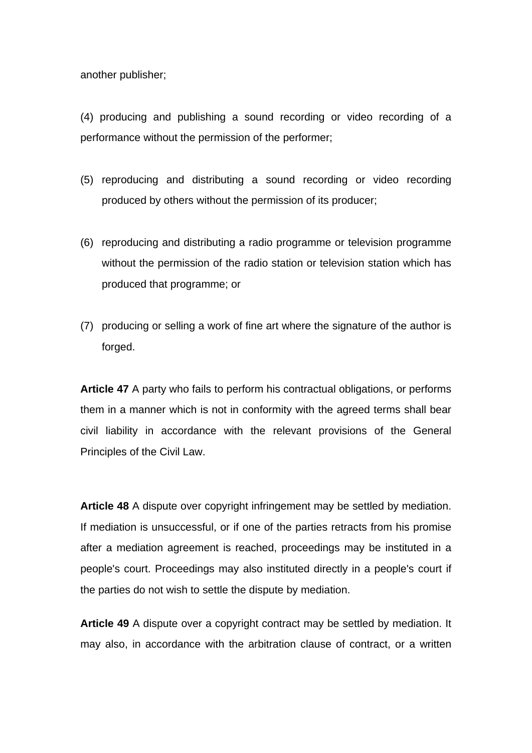another publisher;

(4) producing and publishing a sound recording or video recording of a performance without the permission of the performer;

(5) reproducing and distributing a sound recording or video recording produced by others without the permission of its producer;

(6) reproducing and distributing a radio programme or television programme without the permission of the radio station or television station which has produced that programme; or

(7) producing or selling a work of fine art where the signature of the author is forged.

**Article 47** A party who fails to perform his contractual obligations, or performs them in a manner which is not in conformity with the agreed terms shall bear civil liability in accordance with the relevant provisions of the General Principles of the Civil Law.

**Article 48** A dispute over copyright infringement may be settled by mediation. If mediation is unsuccessful, or if one of the parties retracts from his promise after a mediation agreement is reached, proceedings may be instituted in a people's court. Proceedings may also instituted directly in a people's court if the parties do not wish to settle the dispute by mediation.

**Article 49** A dispute over a copyright contract may be settled by mediation. It may also, in accordance with the arbitration clause of contract, or a written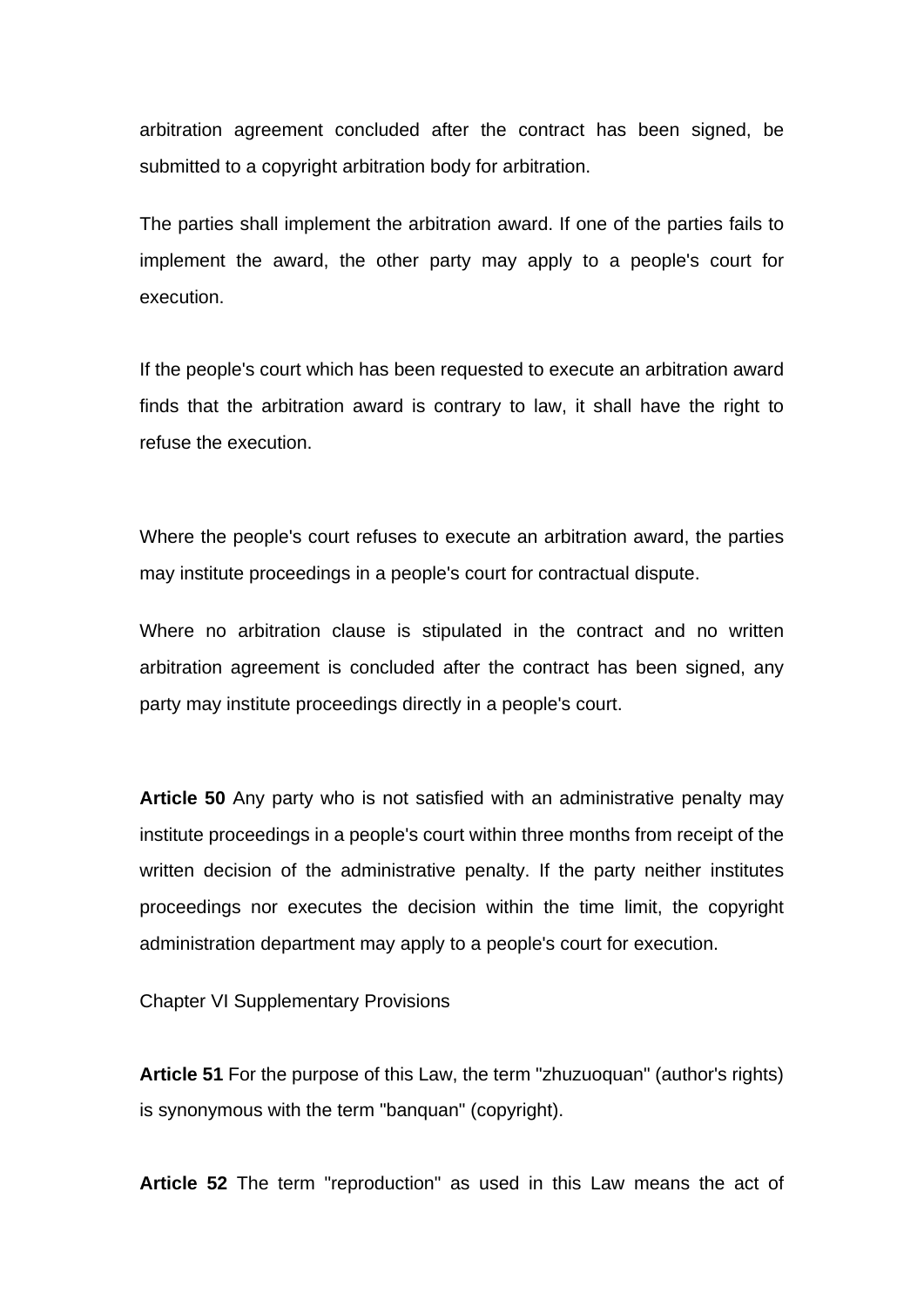arbitration agreement concluded after the contract has been signed, be submitted to a copyright arbitration body for arbitration.

The parties shall implement the arbitration award. If one of the parties fails to implement the award, the other party may apply to a people's court for execution.

If the people's court which has been requested to execute an arbitration award finds that the arbitration award is contrary to law, it shall have the right to refuse the execution.

Where the people's court refuses to execute an arbitration award, the parties may institute proceedings in a people's court for contractual dispute.

Where no arbitration clause is stipulated in the contract and no written arbitration agreement is concluded after the contract has been signed, any party may institute proceedings directly in a people's court.

**Article 50** Any party who is not satisfied with an administrative penalty may institute proceedings in a people's court within three months from receipt of the written decision of the administrative penalty. If the party neither institutes proceedings nor executes the decision within the time limit, the copyright administration department may apply to a people's court for execution.

Chapter VI Supplementary Provisions

**Article 51** For the purpose of this Law, the term "zhuzuoquan" (author's rights) is synonymous with the term "banquan" (copyright).

**Article 52** The term "reproduction" as used in this Law means the act of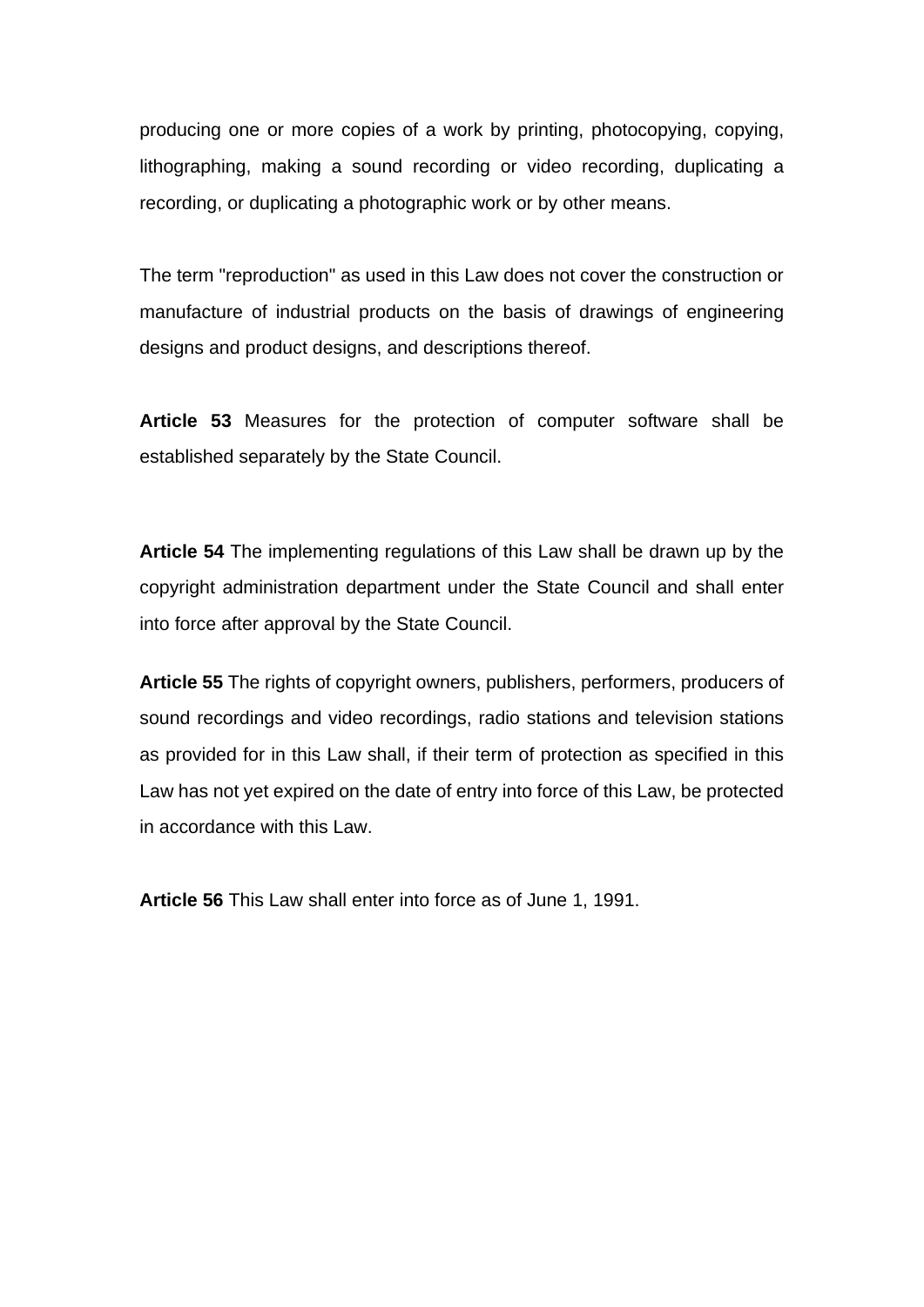producing one or more copies of a work by printing, photocopying, copying, lithographing, making a sound recording or video recording, duplicating a recording, or duplicating a photographic work or by other means.

The term "reproduction" as used in this Law does not cover the construction or manufacture of industrial products on the basis of drawings of engineering designs and product designs, and descriptions thereof.

**Article 53** Measures for the protection of computer software shall be established separately by the State Council.

**Article 54** The implementing regulations of this Law shall be drawn up by the copyright administration department under the State Council and shall enter into force after approval by the State Council.

**Article 55** The rights of copyright owners, publishers, performers, producers of sound recordings and video recordings, radio stations and television stations as provided for in this Law shall, if their term of protection as specified in this Law has not yet expired on the date of entry into force of this Law, be protected in accordance with this Law.

**Article 56** This Law shall enter into force as of June 1, 1991.